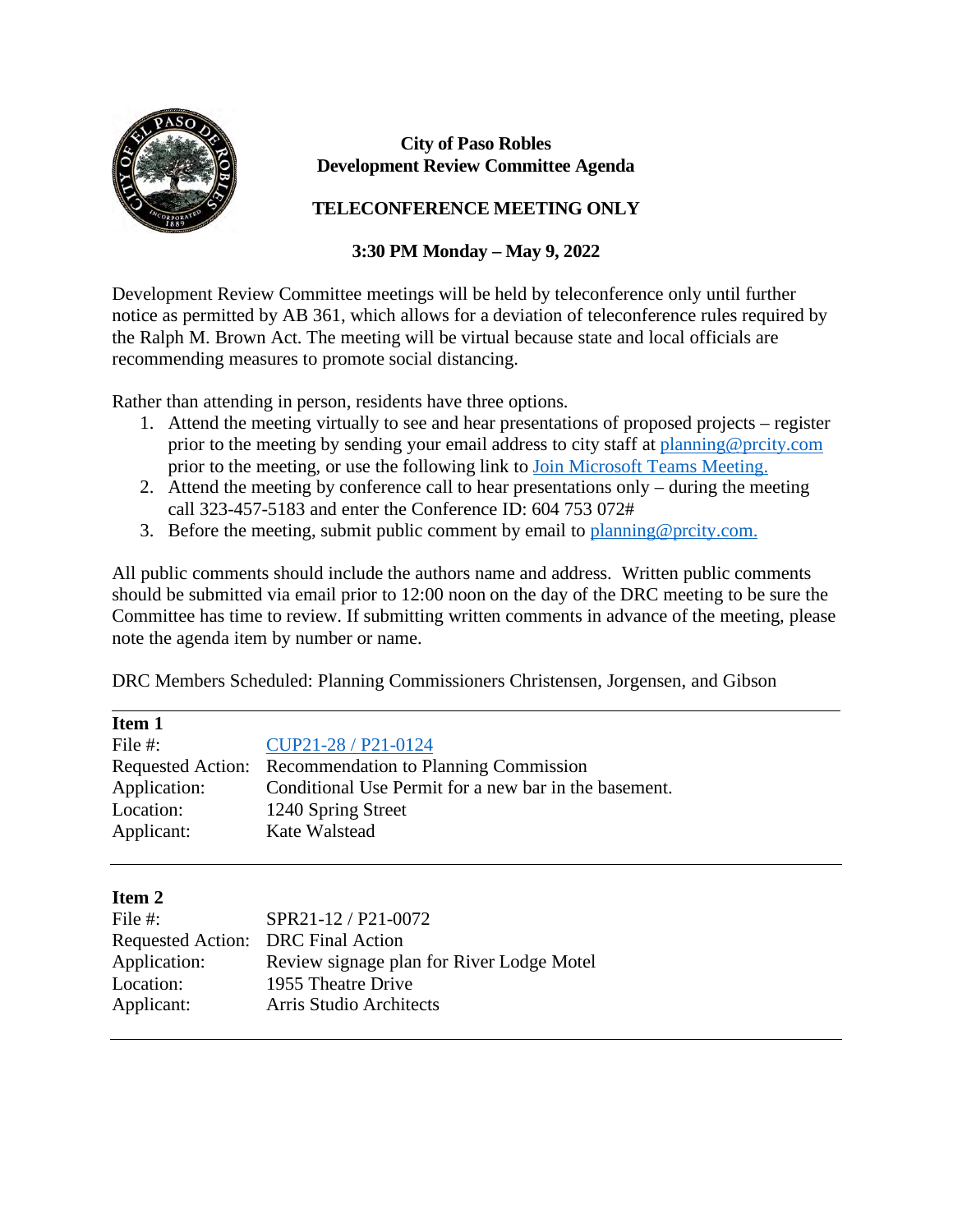# City of Paso Robles
## Development Review Committee Agenda

### TELECONFERENCE MEETING ONLY

### 3:30 PM Monday – May 9, 2022

Development Review Committee meetings will be held by teleconference only until further notice as permitted by AB 361, which allows for a deviation of teleconference rules required by the Ralph M. Brown Act. The meeting will be virtual because state and local officials are recommending measures to promote social distancing.

Rather than attending in person, residents have three options.

1. Attend the meeting virtually to see and hear presentations of proposed projects – register prior to the meeting by sending your email address to city staff at planning@prcity.com prior to the meeting, or use the following link to Join Microsoft Teams Meeting.
2. Attend the meeting by conference call to hear presentations only – during the meeting call 323-457-5183 and enter the Conference ID: 604 753 072#
3. Before the meeting, submit public comment by email to planning@prcity.com.

All public comments should include the authors name and address. Written public comments should be submitted via email prior to 12:00 noon on the day of the DRC meeting to be sure the Committee has time to review. If submitting written comments in advance of the meeting, please note the agenda item by number or name.

DRC Members Scheduled: Planning Commissioners Christensen, Jorgensen, and Gibson

---

**Item 1**

| | |
|---|---|
| File #: | CUP21-28 / P21-0124 |
| Requested Action: | Recommendation to Planning Commission |
| Application: | Conditional Use Permit for a new bar in the basement. |
| Location: | 1240 Spring Street |
| Applicant: | Kate Walstead |

---

**Item 2**

| | |
|---|---|
| File #: | SPR21-12 / P21-0072 |
| Requested Action: | DRC Final Action |
| Application: | Review signage plan for River Lodge Motel |
| Location: | 1955 Theatre Drive |
| Applicant: | Arris Studio Architects |

---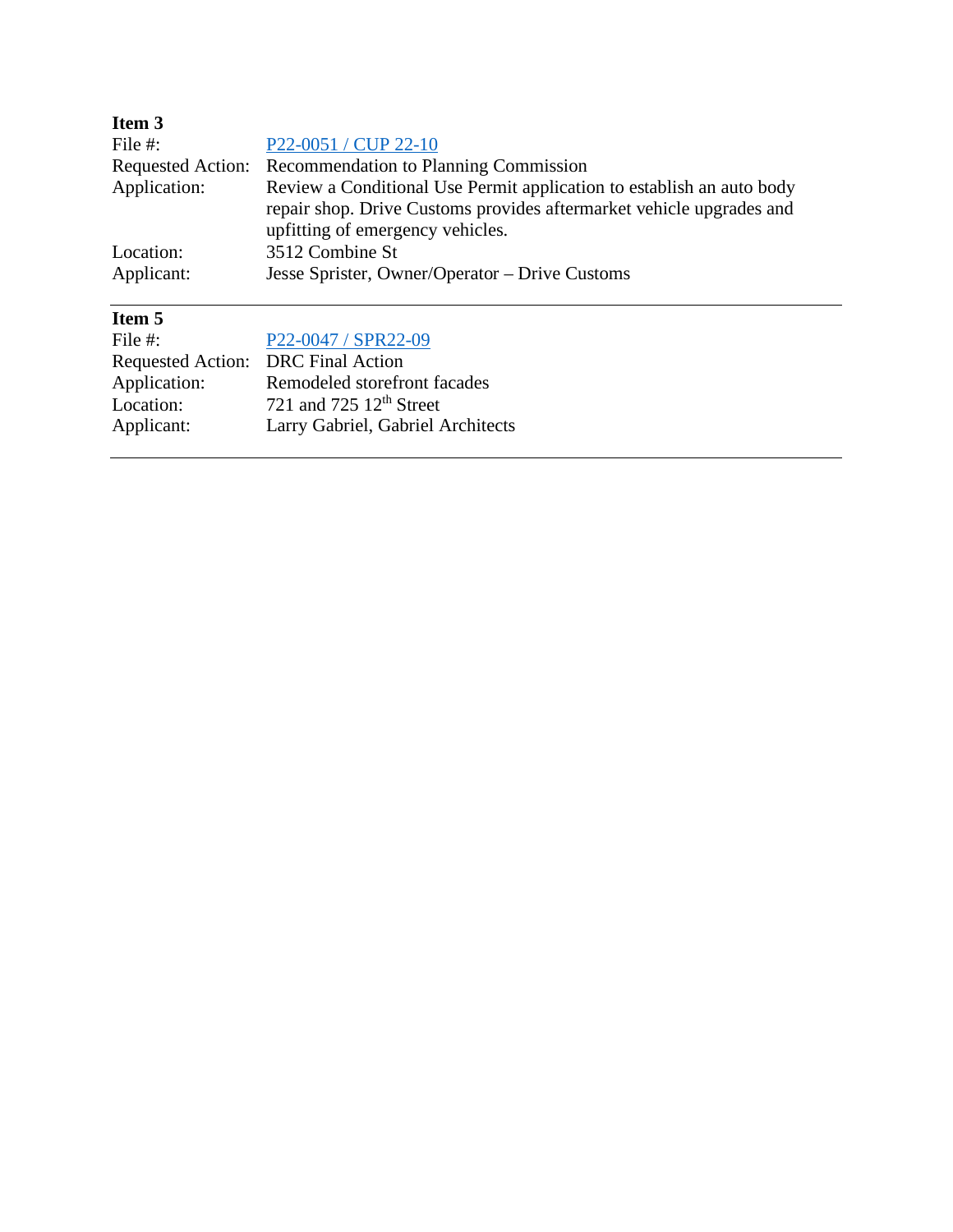**Item 3**

| | |
|---|---|
| File #: | P22-0051 / CUP 22-10 |
| Requested Action: | Recommendation to Planning Commission |
| Application: | Review a Conditional Use Permit application to establish an auto body repair shop. Drive Customs provides aftermarket vehicle upgrades and upfitting of emergency vehicles. |
| Location: | 3512 Combine St |
| Applicant: | Jesse Sprister, Owner/Operator – Drive Customs |

---

**Item 5**

| | |
|---|---|
| File #: | P22-0047 / SPR22-09 |
| Requested Action: | DRC Final Action |
| Application: | Remodeled storefront facades |
| Location: | 721 and 725 12th Street |
| Applicant: | Larry Gabriel, Gabriel Architects |

---